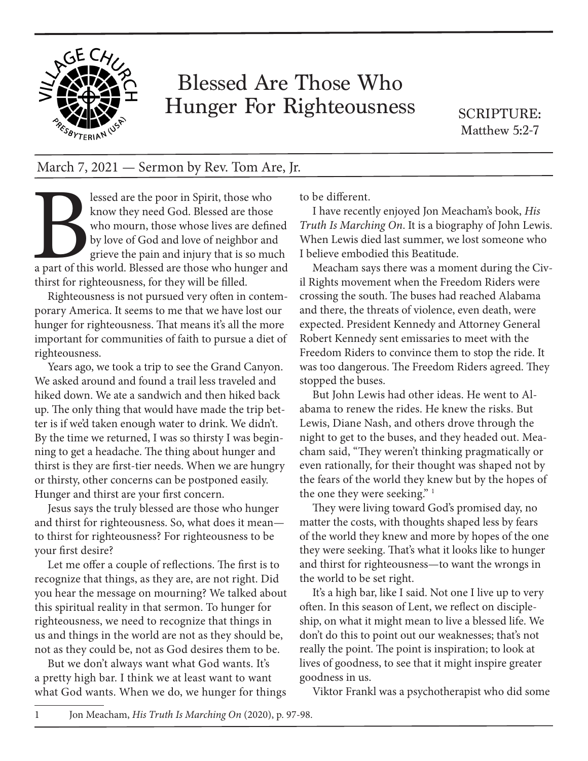# Blessed Are Those Who Hunger For Righteousness

SCRIPTURE: Matthew 5:2-7

March 7, 2021 — Sermon by Rev. Tom Are, Jr.

Blessed are the poor in Spirit, those who know they need God. Blessed are those who mourn, those whose lives are defined by love of God and love of neighbor and grieve the pain and injury that is so much a part of this world. Blessed are those who hunger and thirst for righteousness, for they will be filled.

Righteousness is not pursued very often in contemporary America. It seems to me that we have lost our hunger for righteousness. That means it's all the more important for communities of faith to pursue a diet of righteousness.

Years ago, we took a trip to see the Grand Canyon. We asked around and found a trail less traveled and hiked down. We ate a sandwich and then hiked back up. The only thing that would have made the trip better is if we'd taken enough water to drink. We didn't. By the time we returned, I was so thirsty I was beginning to get a headache. The thing about hunger and thirst is they are first-tier needs. When we are hungry or thirsty, other concerns can be postponed easily. Hunger and thirst are your first concern.

Jesus says the truly blessed are those who hunger and thirst for righteousness. So, what does it mean—to thirst for righteousness? For righteousness to be your first desire?

Let me offer a couple of reflections. The first is to recognize that things, as they are, are not right. Did you hear the message on mourning? We talked about this spiritual reality in that sermon. To hunger for righteousness, we need to recognize that things in us and things in the world are not as they should be, not as they could be, not as God desires them to be.

But we don't always want what God wants. It's a pretty high bar. I think we at least want to want what God wants. When we do, we hunger for things to be different.

I have recently enjoyed Jon Meacham's book, *His Truth Is Marching On*. It is a biography of John Lewis. When Lewis died last summer, we lost someone who I believe embodied this Beatitude.

Meacham says there was a moment during the Civil Rights movement when the Freedom Riders were crossing the south. The buses had reached Alabama and there, the threats of violence, even death, were expected. President Kennedy and Attorney General Robert Kennedy sent emissaries to meet with the Freedom Riders to convince them to stop the ride. It was too dangerous. The Freedom Riders agreed. They stopped the buses.

But John Lewis had other ideas. He went to Alabama to renew the rides. He knew the risks. But Lewis, Diane Nash, and others drove through the night to get to the buses, and they headed out. Meacham said, "They weren't thinking pragmatically or even rationally, for their thought was shaped not by the fears of the world they knew but by the hopes of the one they were seeking." [1]

They were living toward God's promised day, no matter the costs, with thoughts shaped less by fears of the world they knew and more by hopes of the one they were seeking. That's what it looks like to hunger and thirst for righteousness—to want the wrongs in the world to be set right.

It's a high bar, like I said. Not one I live up to very often. In this season of Lent, we reflect on discipleship, on what it might mean to live a blessed life. We don't do this to point out our weaknesses; that's not really the point. The point is inspiration; to look at lives of goodness, to see that it might inspire greater goodness in us.

Viktor Frankl was a psychotherapist who did some

---

1 Jon Meacham, *His Truth Is Marching On* (2020), p. 97-98.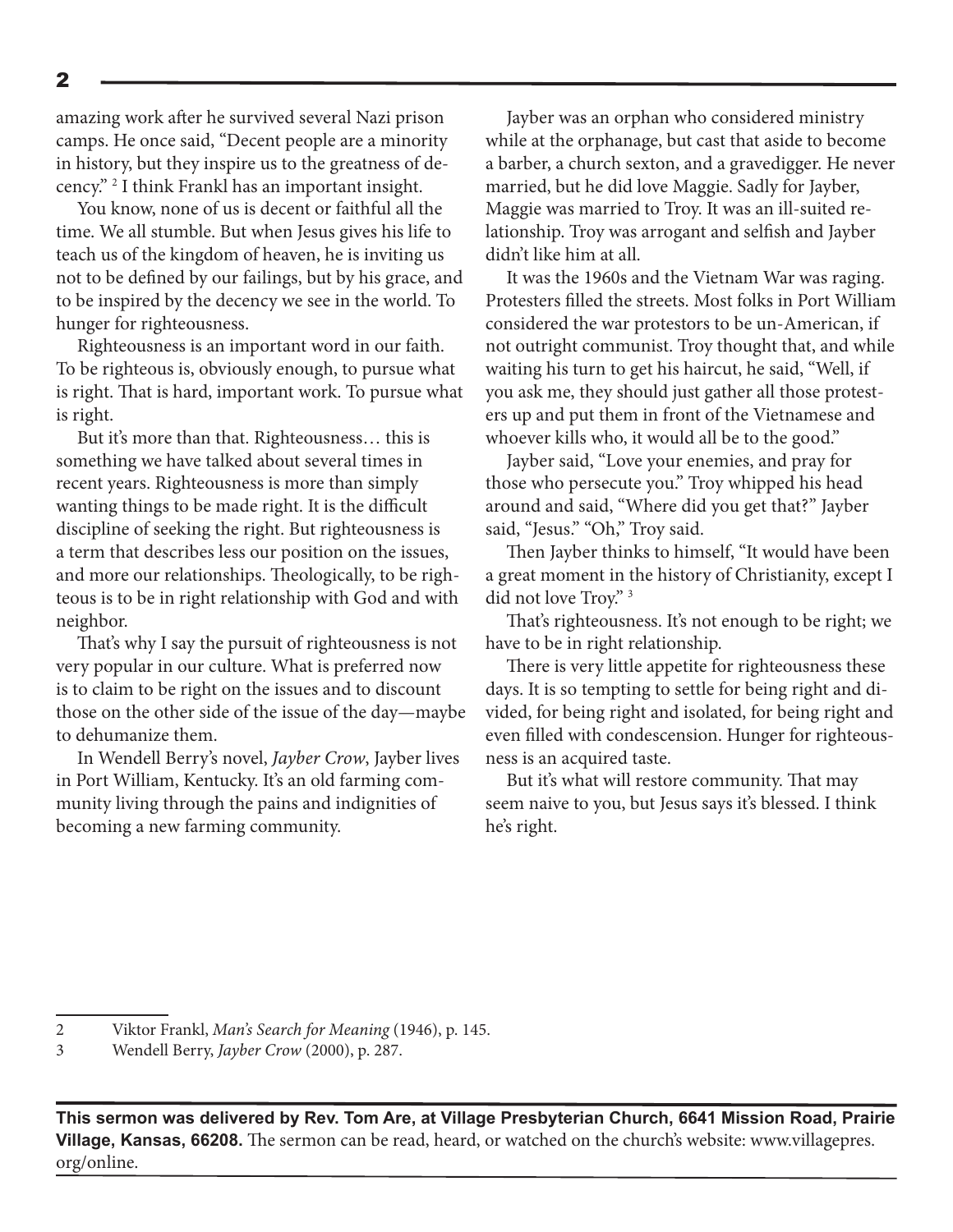amazing work after he survived several Nazi prison camps. He once said, "Decent people are a minority in history, but they inspire us to the greatness of decency." [2] I think Frankl has an important insight.

You know, none of us is decent or faithful all the time. We all stumble. But when Jesus gives his life to teach us of the kingdom of heaven, he is inviting us not to be defined by our failings, but by his grace, and to be inspired by the decency we see in the world. To hunger for righteousness.

Righteousness is an important word in our faith. To be righteous is, obviously enough, to pursue what is right. That is hard, important work. To pursue what is right.

But it's more than that. Righteousness… this is something we have talked about several times in recent years. Righteousness is more than simply wanting things to be made right. It is the difficult discipline of seeking the right. But righteousness is a term that describes less our position on the issues, and more our relationships. Theologically, to be righteous is to be in right relationship with God and with neighbor.

That's why I say the pursuit of righteousness is not very popular in our culture. What is preferred now is to claim to be right on the issues and to discount those on the other side of the issue of the day—maybe to dehumanize them.

In Wendell Berry's novel, *Jayber Crow*, Jayber lives in Port William, Kentucky. It's an old farming community living through the pains and indignities of becoming a new farming community.

Jayber was an orphan who considered ministry while at the orphanage, but cast that aside to become a barber, a church sexton, and a gravedigger. He never married, but he did love Maggie. Sadly for Jayber, Maggie was married to Troy. It was an ill-suited relationship. Troy was arrogant and selfish and Jayber didn't like him at all.

It was the 1960s and the Vietnam War was raging. Protesters filled the streets. Most folks in Port William considered the war protestors to be un-American, if not outright communist. Troy thought that, and while waiting his turn to get his haircut, he said, "Well, if you ask me, they should just gather all those protesters up and put them in front of the Vietnamese and whoever kills who, it would all be to the good."

Jayber said, "Love your enemies, and pray for those who persecute you." Troy whipped his head around and said, "Where did you get that?" Jayber said, "Jesus." "Oh," Troy said.

Then Jayber thinks to himself, "It would have been a great moment in the history of Christianity, except I did not love Troy." [3]

That's righteousness. It's not enough to be right; we have to be in right relationship.

There is very little appetite for righteousness these days. It is so tempting to settle for being right and divided, for being right and isolated, for being right and even filled with condescension. Hunger for righteousness is an acquired taste.

But it's what will restore community. That may seem naive to you, but Jesus says it's blessed. I think he's right.

---

2 Viktor Frankl, *Man's Search for Meaning* (1946), p. 145.

3 Wendell Berry, *Jayber Crow* (2000), p. 287.

**This sermon was delivered by Rev. Tom Are, at Village Presbyterian Church, 6641 Mission Road, Prairie Village, Kansas, 66208.** The sermon can be read, heard, or watched on the church's website: www.villagepres.org/online.